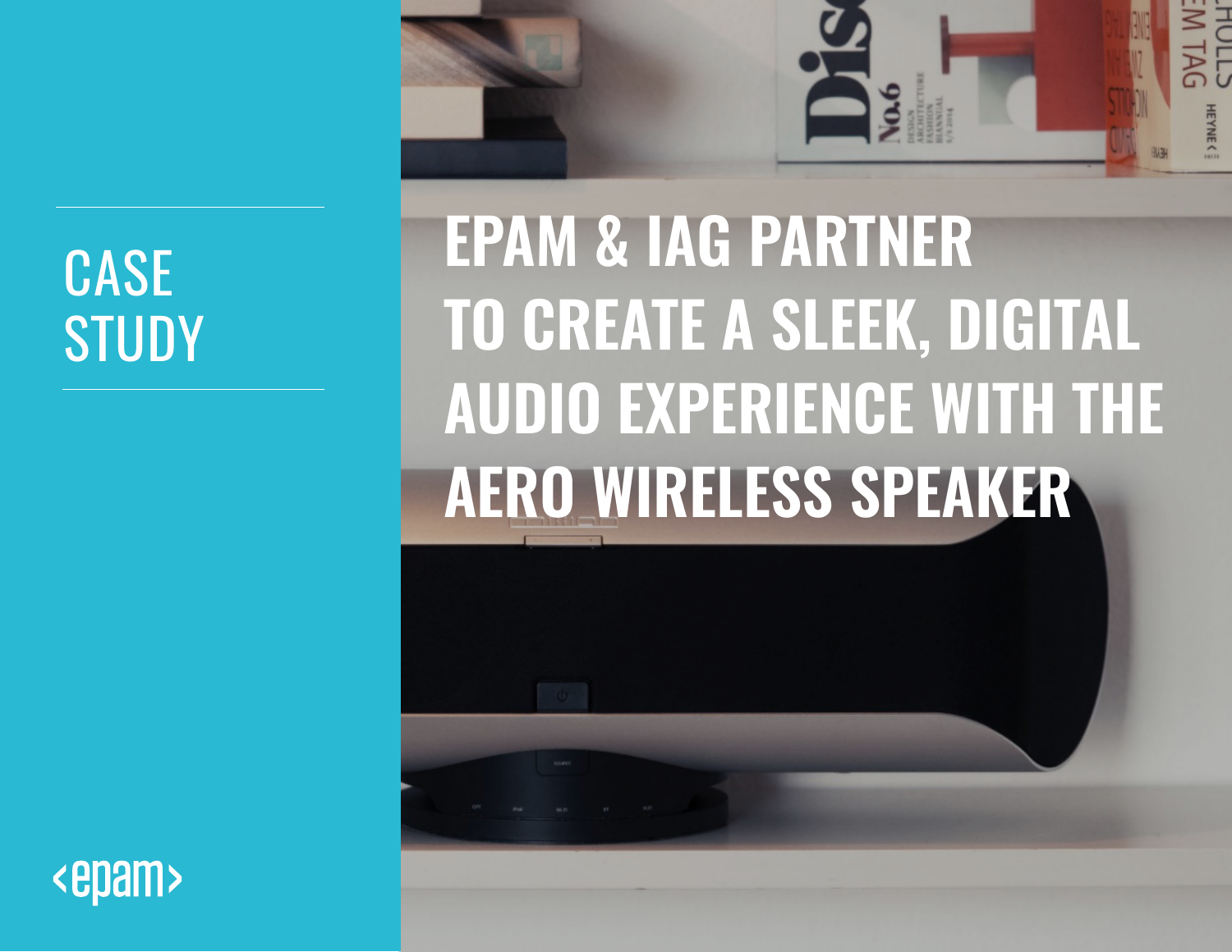CASE STUDY

# EPAM & IAG PARTNER TO CREATE A SLEEK, DIGITAL AUDIO EXPERIENCE WITH THE AERO WIRELESS SPEAKER

<epam>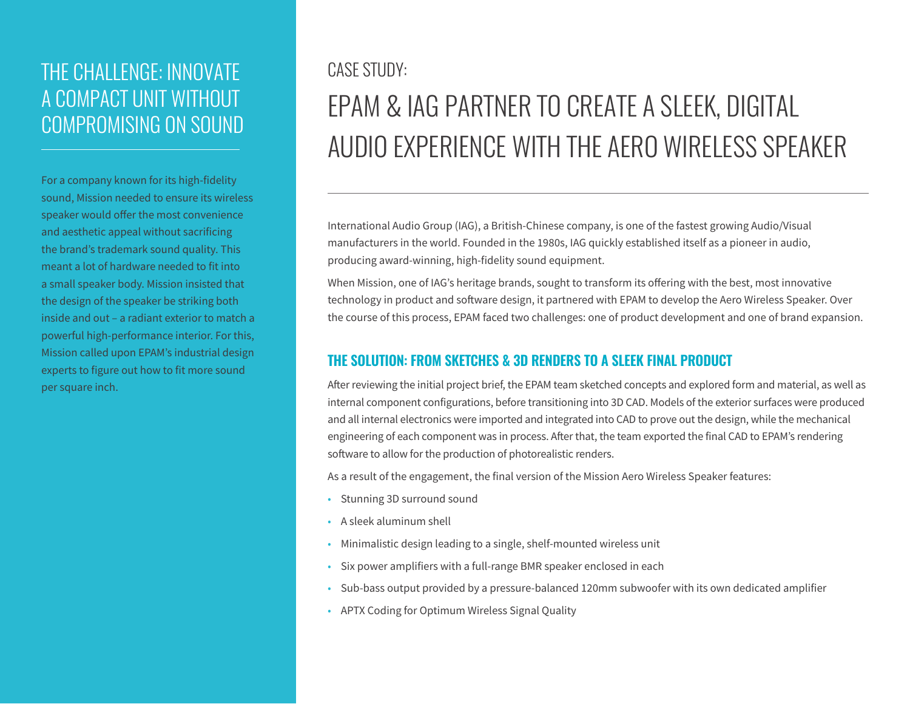CASE STUDY:

# EPAM & IAG PARTNER TO CREATE A SLEEK, DIGITAL AUDIO EXPERIENCE WITH THE AERO WIRELESS SPEAKER

International Audio Group (IAG), a British-Chinese company, is one of the fastest growing Audio/Visual manufacturers in the world. Founded in the 1980s, IAG quickly established itself as a pioneer in audio, producing award-winning, high-fidelity sound equipment.

When Mission, one of IAG's heritage brands, sought to transform its offering with the best, most innovative technology in product and software design, it partnered with EPAM to develop the Aero Wireless Speaker. Over the course of this process, EPAM faced two challenges: one of product development and one of brand expansion.

## THE CHALLENGE: INNOVATE A COMPACT UNIT WITHOUT COMPROMISING ON SOUND

For a company known for its high-fidelity sound, Mission needed to ensure its wireless speaker would offer the most convenience and aesthetic appeal without sacrificing the brand's trademark sound quality. This meant a lot of hardware needed to fit into a small speaker body. Mission insisted that the design of the speaker be striking both inside and out – a radiant exterior to match a powerful high-performance interior. For this, Mission called upon EPAM's industrial design experts to figure out how to fit more sound per square inch.

## THE SOLUTION: FROM SKETCHES & 3D RENDERS TO A SLEEK FINAL PRODUCT

After reviewing the initial project brief, the EPAM team sketched concepts and explored form and material, as well as internal component configurations, before transitioning into 3D CAD. Models of the exterior surfaces were produced and all internal electronics were imported and integrated into CAD to prove out the design, while the mechanical engineering of each component was in process. After that, the team exported the final CAD to EPAM's rendering software to allow for the production of photorealistic renders.

As a result of the engagement, the final version of the Mission Aero Wireless Speaker features:

- Stunning 3D surround sound
- A sleek aluminum shell
- Minimalistic design leading to a single, shelf-mounted wireless unit
- Six power amplifiers with a full-range BMR speaker enclosed in each
- Sub-bass output provided by a pressure-balanced 120mm subwoofer with its own dedicated amplifier
- APTX Coding for Optimum Wireless Signal Quality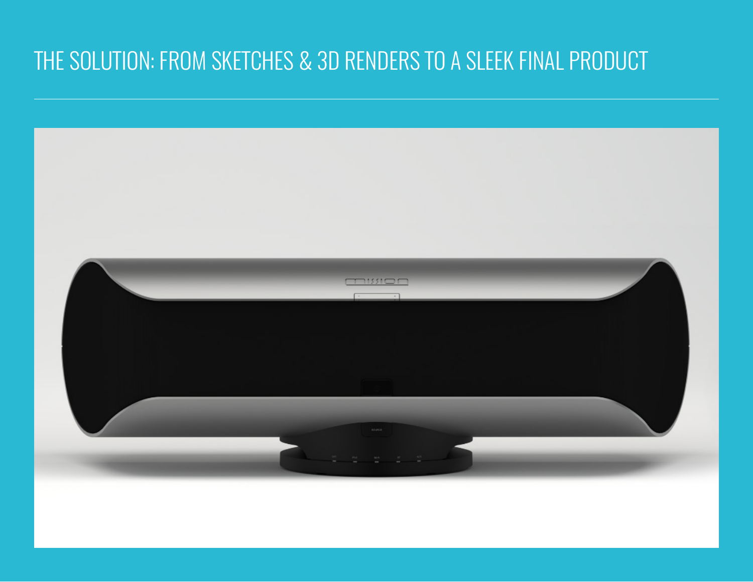# THE SOLUTION: FROM SKETCHES & 3D RENDERS TO A SLEEK FINAL PRODUCT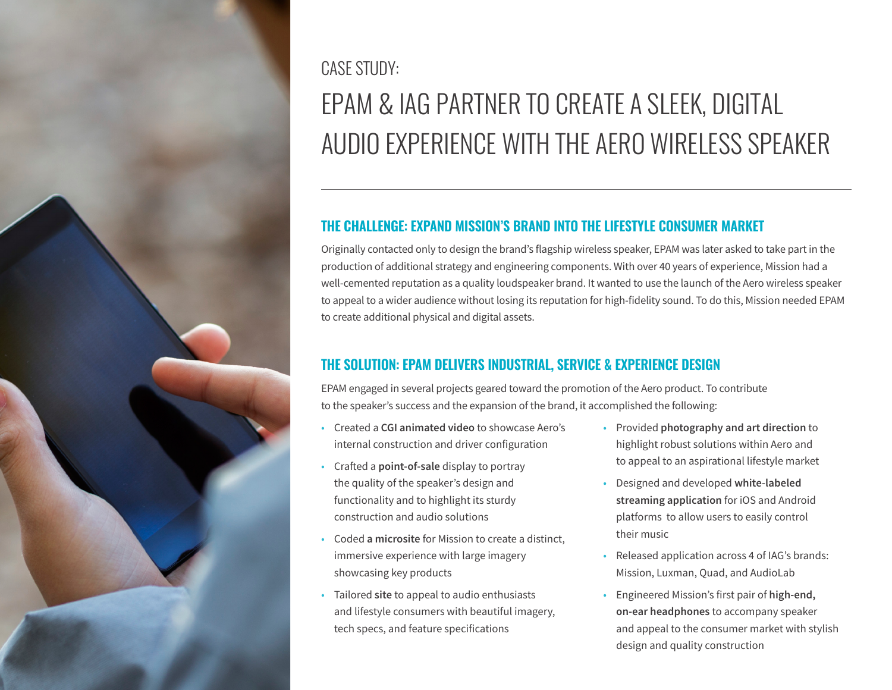CASE STUDY:

# EPAM & IAG PARTNER TO CREATE A SLEEK, DIGITAL AUDIO EXPERIENCE WITH THE AERO WIRELESS SPEAKER

## THE CHALLENGE: EXPAND MISSION'S BRAND INTO THE LIFESTYLE CONSUMER MARKET

Originally contacted only to design the brand's flagship wireless speaker, EPAM was later asked to take part in the production of additional strategy and engineering components. With over 40 years of experience, Mission had a well-cemented reputation as a quality loudspeaker brand. It wanted to use the launch of the Aero wireless speaker to appeal to a wider audience without losing its reputation for high-fidelity sound. To do this, Mission needed EPAM to create additional physical and digital assets.

## THE SOLUTION: EPAM DELIVERS INDUSTRIAL, SERVICE & EXPERIENCE DESIGN

EPAM engaged in several projects geared toward the promotion of the Aero product. To contribute to the speaker's success and the expansion of the brand, it accomplished the following:

- Created a **CGI animated video** to showcase Aero's internal construction and driver configuration
- Crafted a **point-of-sale** display to portray the quality of the speaker's design and functionality and to highlight its sturdy construction and audio solutions
- Coded **a microsite** for Mission to create a distinct, immersive experience with large imagery showcasing key products
- Tailored **site** to appeal to audio enthusiasts and lifestyle consumers with beautiful imagery, tech specs, and feature specifications
- Provided **photography and art direction** to highlight robust solutions within Aero and to appeal to an aspirational lifestyle market
- Designed and developed **white-labeled streaming application** for iOS and Android platforms to allow users to easily control their music
- Released application across 4 of IAG's brands: Mission, Luxman, Quad, and AudioLab
- Engineered Mission's first pair of **high-end, on-ear headphones** to accompany speaker and appeal to the consumer market with stylish design and quality construction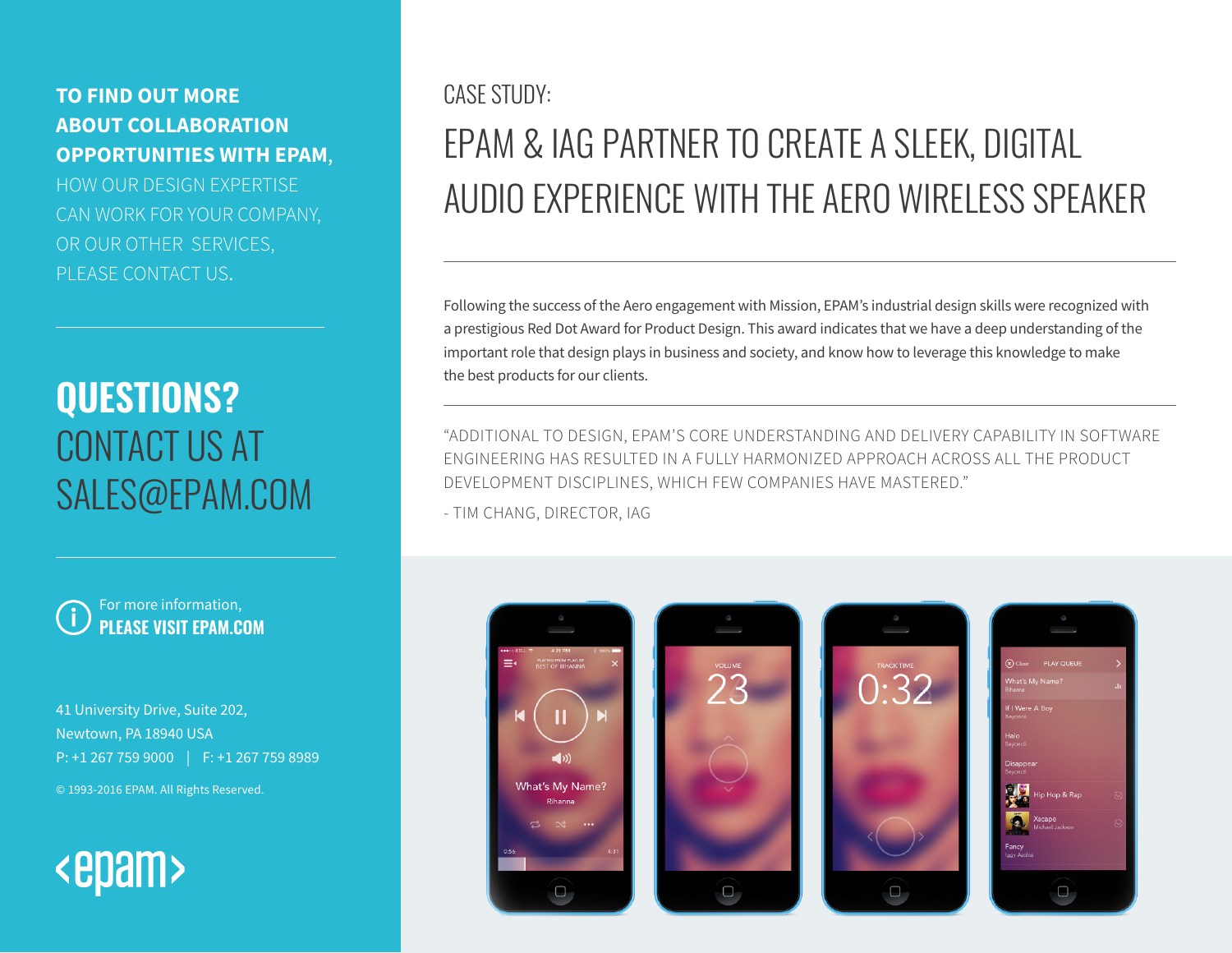CASE STUDY:

# EPAM & IAG PARTNER TO CREATE A SLEEK, DIGITAL AUDIO EXPERIENCE WITH THE AERO WIRELESS SPEAKER

Following the success of the Aero engagement with Mission, EPAM's industrial design skills were recognized with a prestigious Red Dot Award for Product Design. This award indicates that we have a deep understanding of the important role that design plays in business and society, and know how to leverage this knowledge to make the best products for our clients.

"ADDITIONAL TO DESIGN, EPAM'S CORE UNDERSTANDING AND DELIVERY CAPABILITY IN SOFTWARE ENGINEERING HAS RESULTED IN A FULLY HARMONIZED APPROACH ACROSS ALL THE PRODUCT DEVELOPMENT DISCIPLINES, WHICH FEW COMPANIES HAVE MASTERED."

- TIM CHANG, DIRECTOR, IAG

**TO FIND OUT MORE ABOUT COLLABORATION OPPORTUNITIES WITH EPAM,** HOW OUR DESIGN EXPERTISE CAN WORK FOR YOUR COMPANY, OR OUR OTHER SERVICES, PLEASE CONTACT US.

## QUESTIONS?

CONTACT US AT SALES@EPAM.COM

For more information,
**PLEASE VISIT EPAM.COM**

41 University Drive, Suite 202,
Newtown, PA 18940 USA
P: +1 267 759 9000 | F: +1 267 759 8989

© 1993-2016 EPAM. All Rights Reserved.

<epam>